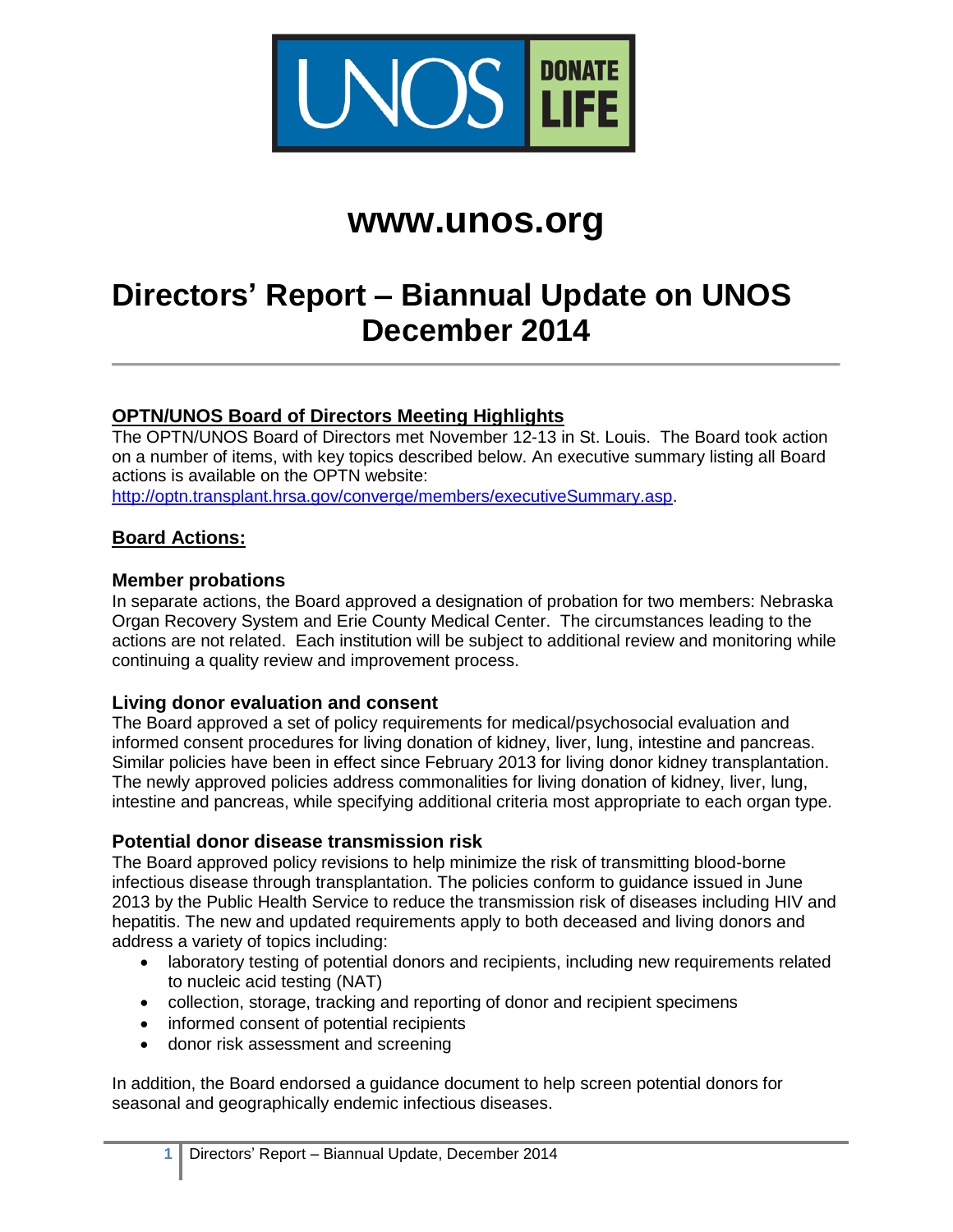# www.unos.org

# Directors' Report – Biannual Update on UNOS December 2014

## OPTN/UNOS Board of Directors Meeting Highlights

The OPTN/UNOS Board of Directors met November 12-13 in St. Louis. The Board took action on a number of items, with key topics described below. An executive summary listing all Board actions is available on the OPTN website: http://optn.transplant.hrsa.gov/converge/members/executiveSummary.asp.

## Board Actions:

### Member probations

In separate actions, the Board approved a designation of probation for two members: Nebraska Organ Recovery System and Erie County Medical Center. The circumstances leading to the actions are not related. Each institution will be subject to additional review and monitoring while continuing a quality review and improvement process.

### Living donor evaluation and consent

The Board approved a set of policy requirements for medical/psychosocial evaluation and informed consent procedures for living donation of kidney, liver, lung, intestine and pancreas. Similar policies have been in effect since February 2013 for living donor kidney transplantation. The newly approved policies address commonalities for living donation of kidney, liver, lung, intestine and pancreas, while specifying additional criteria most appropriate to each organ type.

### Potential donor disease transmission risk

The Board approved policy revisions to help minimize the risk of transmitting blood-borne infectious disease through transplantation. The policies conform to guidance issued in June 2013 by the Public Health Service to reduce the transmission risk of diseases including HIV and hepatitis. The new and updated requirements apply to both deceased and living donors and address a variety of topics including:

- laboratory testing of potential donors and recipients, including new requirements related to nucleic acid testing (NAT)
- collection, storage, tracking and reporting of donor and recipient specimens
- informed consent of potential recipients
- donor risk assessment and screening

In addition, the Board endorsed a guidance document to help screen potential donors for seasonal and geographically endemic infectious diseases.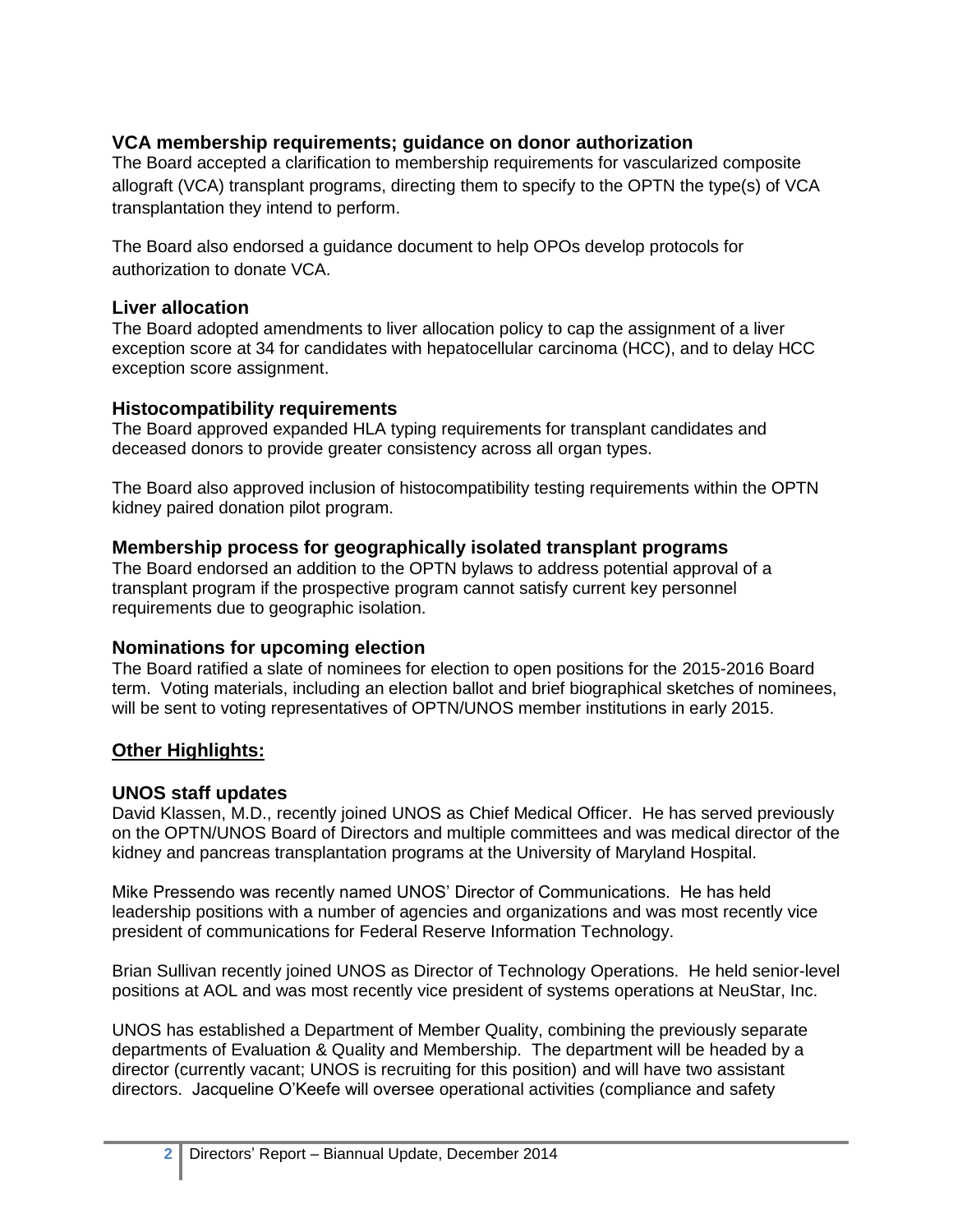### VCA membership requirements; guidance on donor authorization

The Board accepted a clarification to membership requirements for vascularized composite allograft (VCA) transplant programs, directing them to specify to the OPTN the type(s) of VCA transplantation they intend to perform.

The Board also endorsed a guidance document to help OPOs develop protocols for authorization to donate VCA.

### Liver allocation

The Board adopted amendments to liver allocation policy to cap the assignment of a liver exception score at 34 for candidates with hepatocellular carcinoma (HCC), and to delay HCC exception score assignment.

### Histocompatibility requirements

The Board approved expanded HLA typing requirements for transplant candidates and deceased donors to provide greater consistency across all organ types.

The Board also approved inclusion of histocompatibility testing requirements within the OPTN kidney paired donation pilot program.

### Membership process for geographically isolated transplant programs

The Board endorsed an addition to the OPTN bylaws to address potential approval of a transplant program if the prospective program cannot satisfy current key personnel requirements due to geographic isolation.

### Nominations for upcoming election

The Board ratified a slate of nominees for election to open positions for the 2015-2016 Board term. Voting materials, including an election ballot and brief biographical sketches of nominees, will be sent to voting representatives of OPTN/UNOS member institutions in early 2015.

## Other Highlights:

### UNOS staff updates

David Klassen, M.D., recently joined UNOS as Chief Medical Officer. He has served previously on the OPTN/UNOS Board of Directors and multiple committees and was medical director of the kidney and pancreas transplantation programs at the University of Maryland Hospital.

Mike Pressendo was recently named UNOS' Director of Communications. He has held leadership positions with a number of agencies and organizations and was most recently vice president of communications for Federal Reserve Information Technology.

Brian Sullivan recently joined UNOS as Director of Technology Operations. He held senior-level positions at AOL and was most recently vice president of systems operations at NeuStar, Inc.

UNOS has established a Department of Member Quality, combining the previously separate departments of Evaluation & Quality and Membership. The department will be headed by a director (currently vacant; UNOS is recruiting for this position) and will have two assistant directors. Jacqueline O'Keefe will oversee operational activities (compliance and safety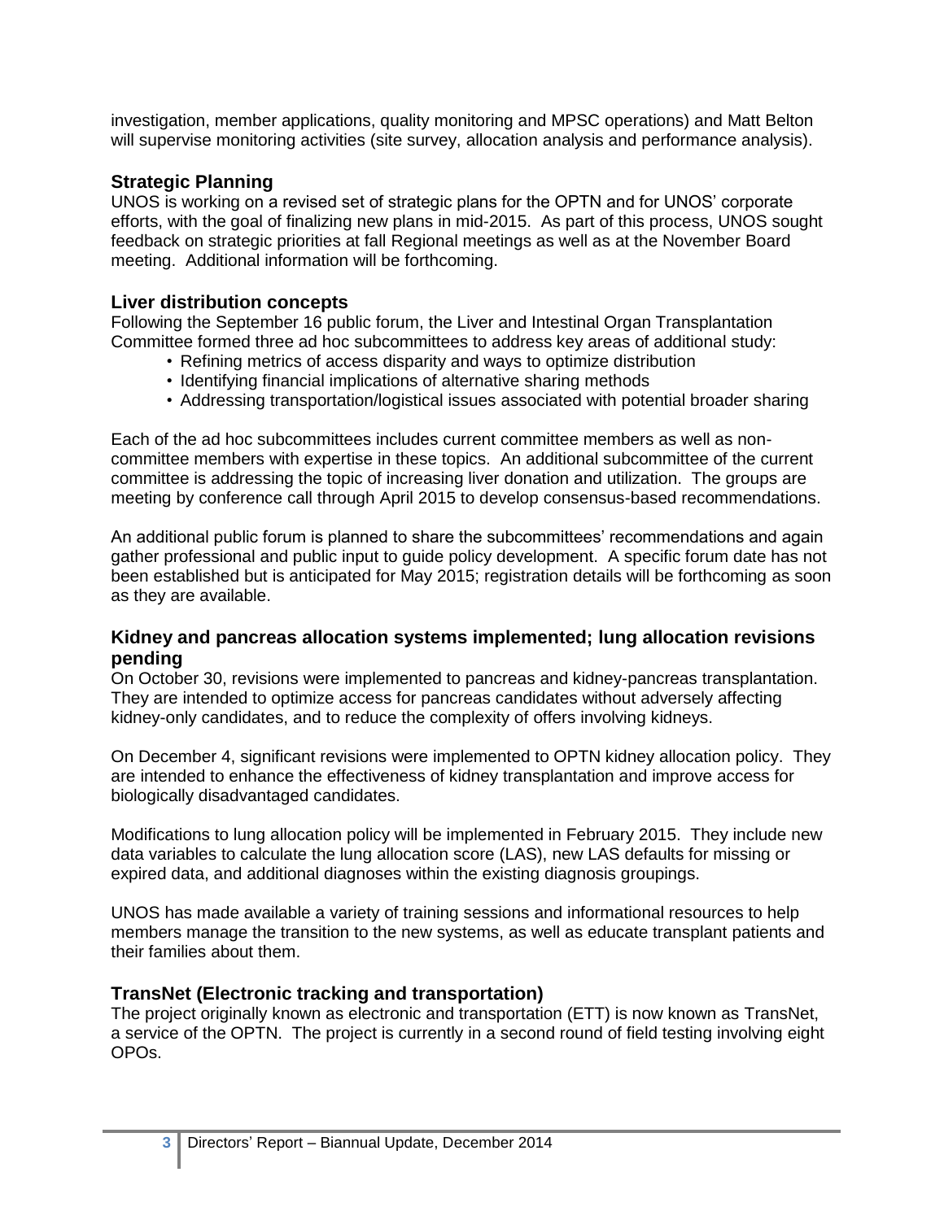investigation, member applications, quality monitoring and MPSC operations) and Matt Belton will supervise monitoring activities (site survey, allocation analysis and performance analysis).

## Strategic Planning

UNOS is working on a revised set of strategic plans for the OPTN and for UNOS' corporate efforts, with the goal of finalizing new plans in mid-2015. As part of this process, UNOS sought feedback on strategic priorities at fall Regional meetings as well as at the November Board meeting. Additional information will be forthcoming.

## Liver distribution concepts

Following the September 16 public forum, the Liver and Intestinal Organ Transplantation Committee formed three ad hoc subcommittees to address key areas of additional study:

- Refining metrics of access disparity and ways to optimize distribution
- Identifying financial implications of alternative sharing methods
- Addressing transportation/logistical issues associated with potential broader sharing

Each of the ad hoc subcommittees includes current committee members as well as non-committee members with expertise in these topics. An additional subcommittee of the current committee is addressing the topic of increasing liver donation and utilization. The groups are meeting by conference call through April 2015 to develop consensus-based recommendations.

An additional public forum is planned to share the subcommittees' recommendations and again gather professional and public input to guide policy development. A specific forum date has not been established but is anticipated for May 2015; registration details will be forthcoming as soon as they are available.

## Kidney and pancreas allocation systems implemented; lung allocation revisions pending

On October 30, revisions were implemented to pancreas and kidney-pancreas transplantation. They are intended to optimize access for pancreas candidates without adversely affecting kidney-only candidates, and to reduce the complexity of offers involving kidneys.

On December 4, significant revisions were implemented to OPTN kidney allocation policy. They are intended to enhance the effectiveness of kidney transplantation and improve access for biologically disadvantaged candidates.

Modifications to lung allocation policy will be implemented in February 2015. They include new data variables to calculate the lung allocation score (LAS), new LAS defaults for missing or expired data, and additional diagnoses within the existing diagnosis groupings.

UNOS has made available a variety of training sessions and informational resources to help members manage the transition to the new systems, as well as educate transplant patients and their families about them.

## TransNet (Electronic tracking and transportation)

The project originally known as electronic and transportation (ETT) is now known as TransNet, a service of the OPTN. The project is currently in a second round of field testing involving eight OPOs.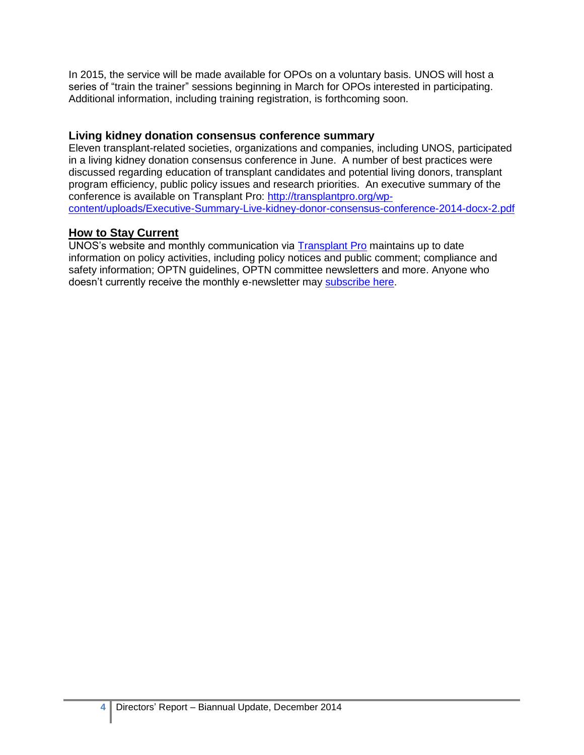In 2015, the service will be made available for OPOs on a voluntary basis. UNOS will host a series of "train the trainer" sessions beginning in March for OPOs interested in participating. Additional information, including training registration, is forthcoming soon.

### Living kidney donation consensus conference summary

Eleven transplant-related societies, organizations and companies, including UNOS, participated in a living kidney donation consensus conference in June. A number of best practices were discussed regarding education of transplant candidates and potential living donors, transplant program efficiency, public policy issues and research priorities. An executive summary of the conference is available on Transplant Pro: [http://transplantpro.org/wp-content/uploads/Executive-Summary-Live-kidney-donor-consensus-conference-2014-docx-2.pdf](http://transplantpro.org/wp-content/uploads/Executive-Summary-Live-kidney-donor-consensus-conference-2014-docx-2.pdf)

### How to Stay Current

UNOS's website and monthly communication via Transplant Pro maintains up to date information on policy activities, including policy notices and public comment; compliance and safety information; OPTN guidelines, OPTN committee newsletters and more. Anyone who doesn't currently receive the monthly e-newsletter may subscribe here.